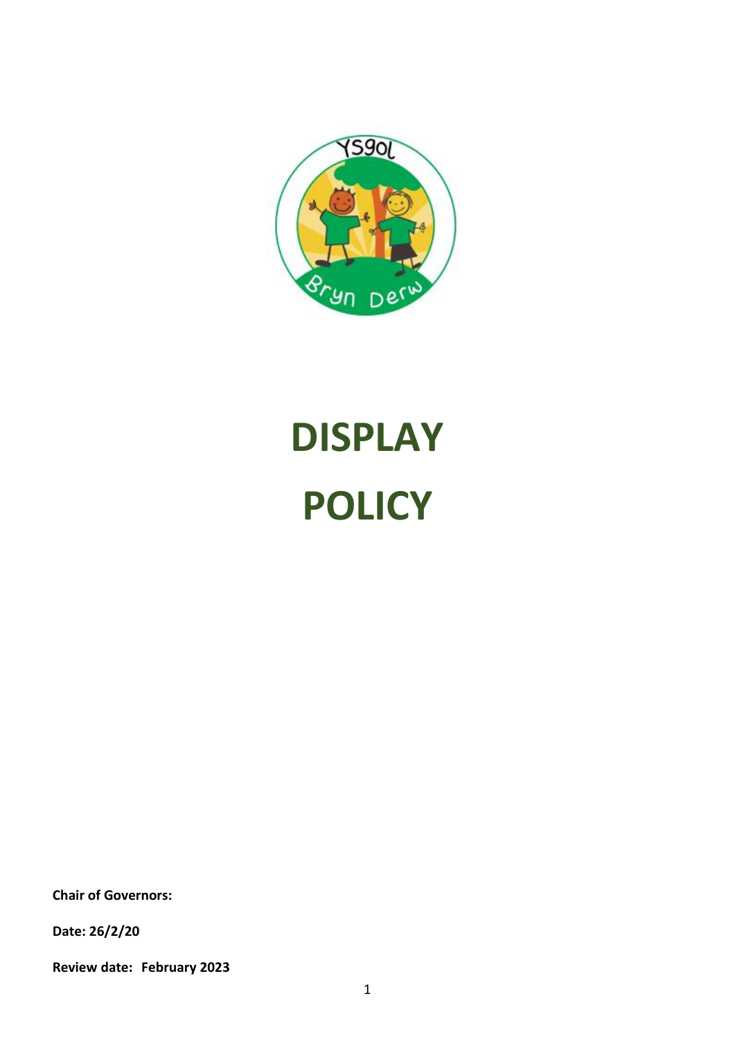# DISPLAY POLICY

**Chair of Governors:**

**Date: 26/2/20**

**Review date: February 2023**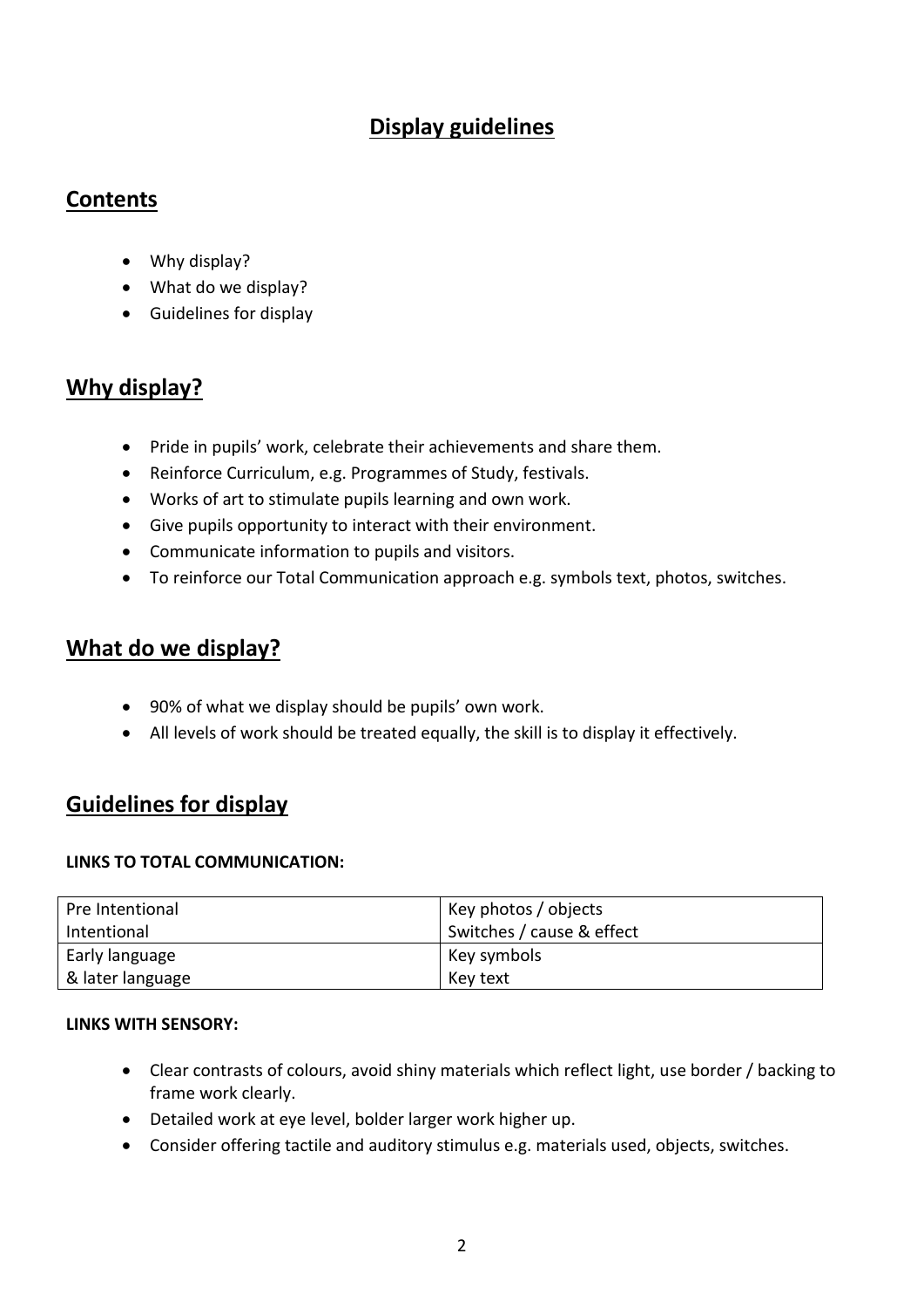# Display guidelines

## Contents

- Why display?
- What do we display?
- Guidelines for display

## Why display?

- Pride in pupils' work, celebrate their achievements and share them.
- Reinforce Curriculum, e.g. Programmes of Study, festivals.
- Works of art to stimulate pupils learning and own work.
- Give pupils opportunity to interact with their environment.
- Communicate information to pupils and visitors.
- To reinforce our Total Communication approach e.g. symbols text, photos, switches.

## What do we display?

- 90% of what we display should be pupils' own work.
- All levels of work should be treated equally, the skill is to display it effectively.

## Guidelines for display

**LINKS TO TOTAL COMMUNICATION:**

| | |
|---|---|
| Pre Intentional<br>Intentional | Key photos / objects<br>Switches / cause & effect |
| Early language<br>& later language | Key symbols<br>Key text |

**LINKS WITH SENSORY:**

- Clear contrasts of colours, avoid shiny materials which reflect light, use border / backing to frame work clearly.
- Detailed work at eye level, bolder larger work higher up.
- Consider offering tactile and auditory stimulus e.g. materials used, objects, switches.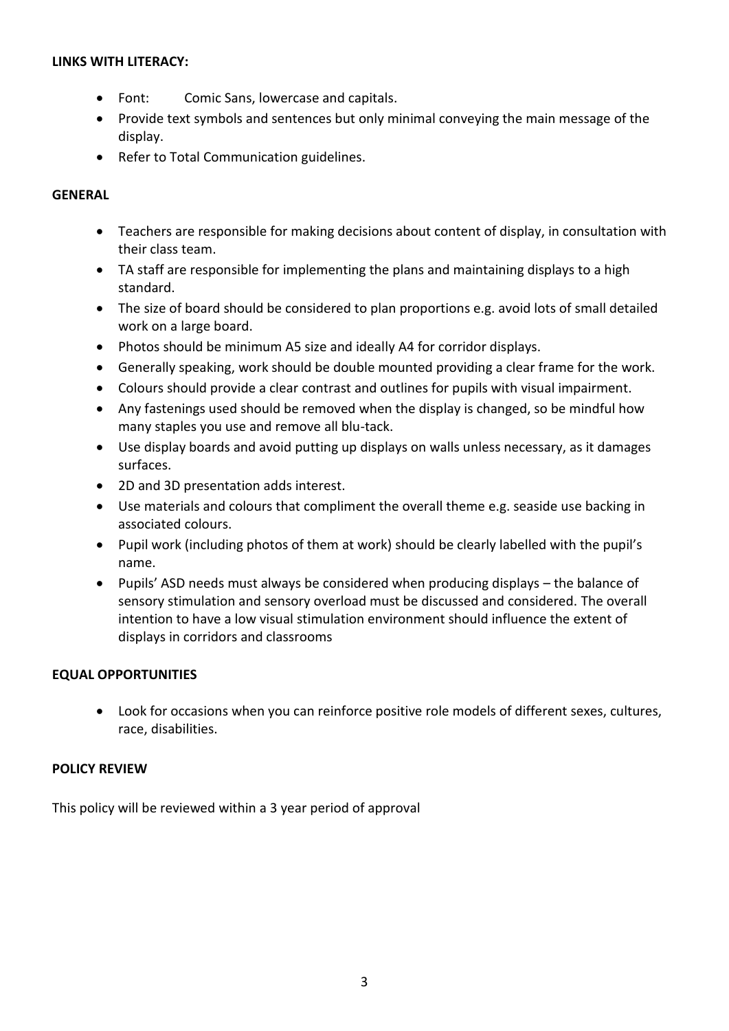**LINKS WITH LITERACY:**

- Font: Comic Sans, lowercase and capitals.
- Provide text symbols and sentences but only minimal conveying the main message of the display.
- Refer to Total Communication guidelines.

**GENERAL**

- Teachers are responsible for making decisions about content of display, in consultation with their class team.
- TA staff are responsible for implementing the plans and maintaining displays to a high standard.
- The size of board should be considered to plan proportions e.g. avoid lots of small detailed work on a large board.
- Photos should be minimum A5 size and ideally A4 for corridor displays.
- Generally speaking, work should be double mounted providing a clear frame for the work.
- Colours should provide a clear contrast and outlines for pupils with visual impairment.
- Any fastenings used should be removed when the display is changed, so be mindful how many staples you use and remove all blu-tack.
- Use display boards and avoid putting up displays on walls unless necessary, as it damages surfaces.
- 2D and 3D presentation adds interest.
- Use materials and colours that compliment the overall theme e.g. seaside use backing in associated colours.
- Pupil work (including photos of them at work) should be clearly labelled with the pupil's name.
- Pupils' ASD needs must always be considered when producing displays – the balance of sensory stimulation and sensory overload must be discussed and considered. The overall intention to have a low visual stimulation environment should influence the extent of displays in corridors and classrooms

**EQUAL OPPORTUNITIES**

- Look for occasions when you can reinforce positive role models of different sexes, cultures, race, disabilities.

**POLICY REVIEW**

This policy will be reviewed within a 3 year period of approval